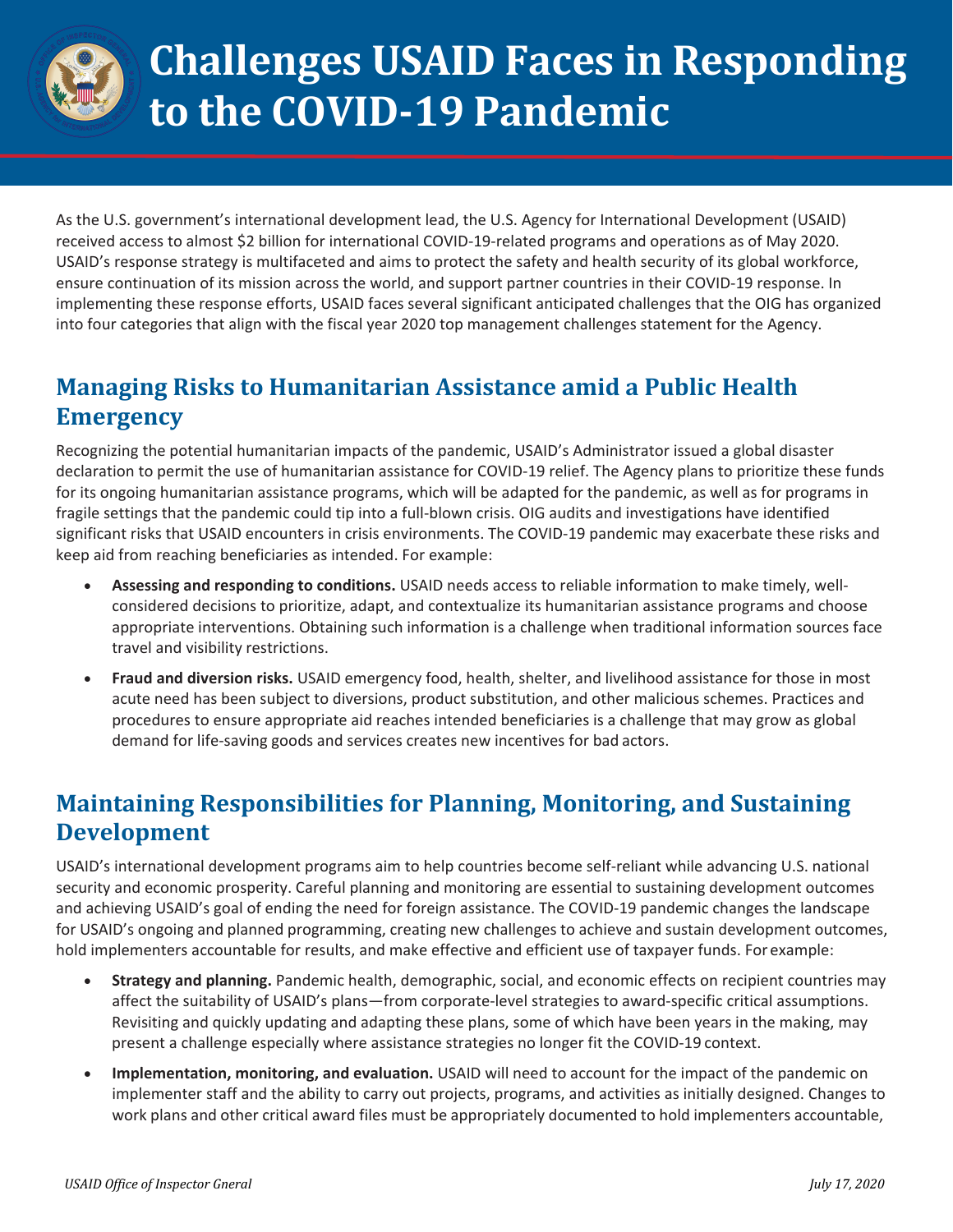# Challenges USAID Faces in Responding to the COVID-19 Pandemic

As the U.S. government's international development lead, the U.S. Agency for International Development (USAID) received access to almost $2 billion for international COVID-19-related programs and operations as of May 2020. USAID's response strategy is multifaceted and aims to protect the safety and health security of its global workforce, ensure continuation of its mission across the world, and support partner countries in their COVID-19 response. In implementing these response efforts, USAID faces several significant anticipated challenges that the OIG has organized into four categories that align with the fiscal year 2020 top management challenges statement for the Agency.

## Managing Risks to Humanitarian Assistance amid a Public Health Emergency

Recognizing the potential humanitarian impacts of the pandemic, USAID's Administrator issued a global disaster declaration to permit the use of humanitarian assistance for COVID-19 relief. The Agency plans to prioritize these funds for its ongoing humanitarian assistance programs, which will be adapted for the pandemic, as well as for programs in fragile settings that the pandemic could tip into a full-blown crisis. OIG audits and investigations have identified significant risks that USAID encounters in crisis environments. The COVID-19 pandemic may exacerbate these risks and keep aid from reaching beneficiaries as intended. For example:

- **Assessing and responding to conditions.** USAID needs access to reliable information to make timely, well-considered decisions to prioritize, adapt, and contextualize its humanitarian assistance programs and choose appropriate interventions. Obtaining such information is a challenge when traditional information sources face travel and visibility restrictions.
- **Fraud and diversion risks.** USAID emergency food, health, shelter, and livelihood assistance for those in most acute need has been subject to diversions, product substitution, and other malicious schemes. Practices and procedures to ensure appropriate aid reaches intended beneficiaries is a challenge that may grow as global demand for life-saving goods and services creates new incentives for bad actors.

## Maintaining Responsibilities for Planning, Monitoring, and Sustaining Development

USAID's international development programs aim to help countries become self-reliant while advancing U.S. national security and economic prosperity. Careful planning and monitoring are essential to sustaining development outcomes and achieving USAID's goal of ending the need for foreign assistance. The COVID-19 pandemic changes the landscape for USAID's ongoing and planned programming, creating new challenges to achieve and sustain development outcomes, hold implementers accountable for results, and make effective and efficient use of taxpayer funds. For example:

- **Strategy and planning.** Pandemic health, demographic, social, and economic effects on recipient countries may affect the suitability of USAID's plans—from corporate-level strategies to award-specific critical assumptions. Revisiting and quickly updating and adapting these plans, some of which have been years in the making, may present a challenge especially where assistance strategies no longer fit the COVID-19 context.
- **Implementation, monitoring, and evaluation.** USAID will need to account for the impact of the pandemic on implementer staff and the ability to carry out projects, programs, and activities as initially designed. Changes to work plans and other critical award files must be appropriately documented to hold implementers accountable,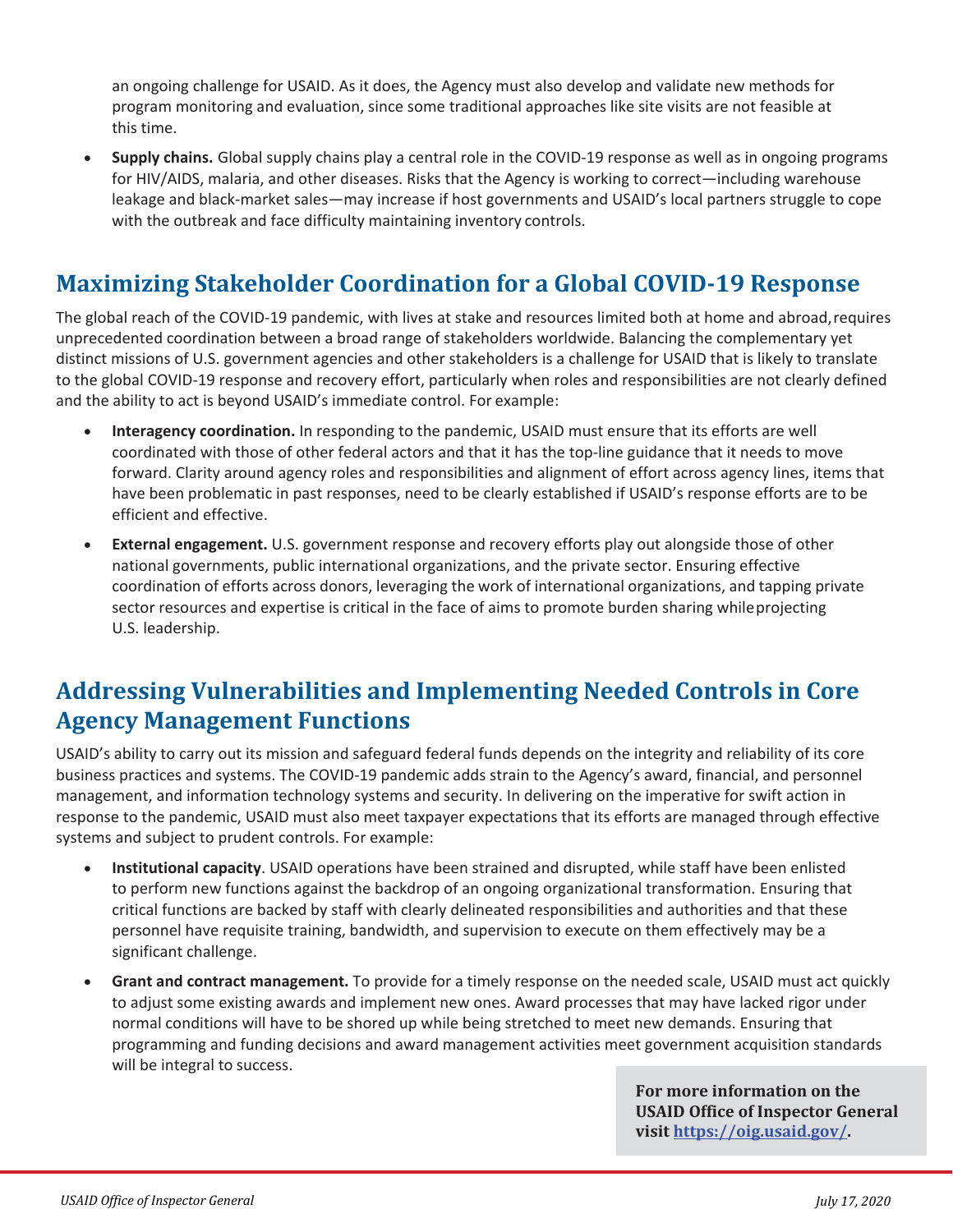an ongoing challenge for USAID. As it does, the Agency must also develop and validate new methods for program monitoring and evaluation, since some traditional approaches like site visits are not feasible at this time.

- **Supply chains.** Global supply chains play a central role in the COVID-19 response as well as in ongoing programs for HIV/AIDS, malaria, and other diseases. Risks that the Agency is working to correct—including warehouse leakage and black-market sales—may increase if host governments and USAID's local partners struggle to cope with the outbreak and face difficulty maintaining inventory controls.

## Maximizing Stakeholder Coordination for a Global COVID-19 Response

The global reach of the COVID-19 pandemic, with lives at stake and resources limited both at home and abroad, requires unprecedented coordination between a broad range of stakeholders worldwide. Balancing the complementary yet distinct missions of U.S. government agencies and other stakeholders is a challenge for USAID that is likely to translate to the global COVID-19 response and recovery effort, particularly when roles and responsibilities are not clearly defined and the ability to act is beyond USAID's immediate control. For example:

- **Interagency coordination.** In responding to the pandemic, USAID must ensure that its efforts are well coordinated with those of other federal actors and that it has the top-line guidance that it needs to move forward. Clarity around agency roles and responsibilities and alignment of effort across agency lines, items that have been problematic in past responses, need to be clearly established if USAID's response efforts are to be efficient and effective.
- **External engagement.** U.S. government response and recovery efforts play out alongside those of other national governments, public international organizations, and the private sector. Ensuring effective coordination of efforts across donors, leveraging the work of international organizations, and tapping private sector resources and expertise is critical in the face of aims to promote burden sharing while projecting U.S. leadership.

## Addressing Vulnerabilities and Implementing Needed Controls in Core Agency Management Functions

USAID's ability to carry out its mission and safeguard federal funds depends on the integrity and reliability of its core business practices and systems. The COVID-19 pandemic adds strain to the Agency's award, financial, and personnel management, and information technology systems and security. In delivering on the imperative for swift action in response to the pandemic, USAID must also meet taxpayer expectations that its efforts are managed through effective systems and subject to prudent controls. For example:

- **Institutional capacity**. USAID operations have been strained and disrupted, while staff have been enlisted to perform new functions against the backdrop of an ongoing organizational transformation. Ensuring that critical functions are backed by staff with clearly delineated responsibilities and authorities and that these personnel have requisite training, bandwidth, and supervision to execute on them effectively may be a significant challenge.
- **Grant and contract management.** To provide for a timely response on the needed scale, USAID must act quickly to adjust some existing awards and implement new ones. Award processes that may have lacked rigor under normal conditions will have to be shored up while being stretched to meet new demands. Ensuring that programming and funding decisions and award management activities meet government acquisition standards will be integral to success.

**For more information on the USAID Office of Inspector General visit [https://oig.usaid.gov/](https://oig.usaid.gov/).**